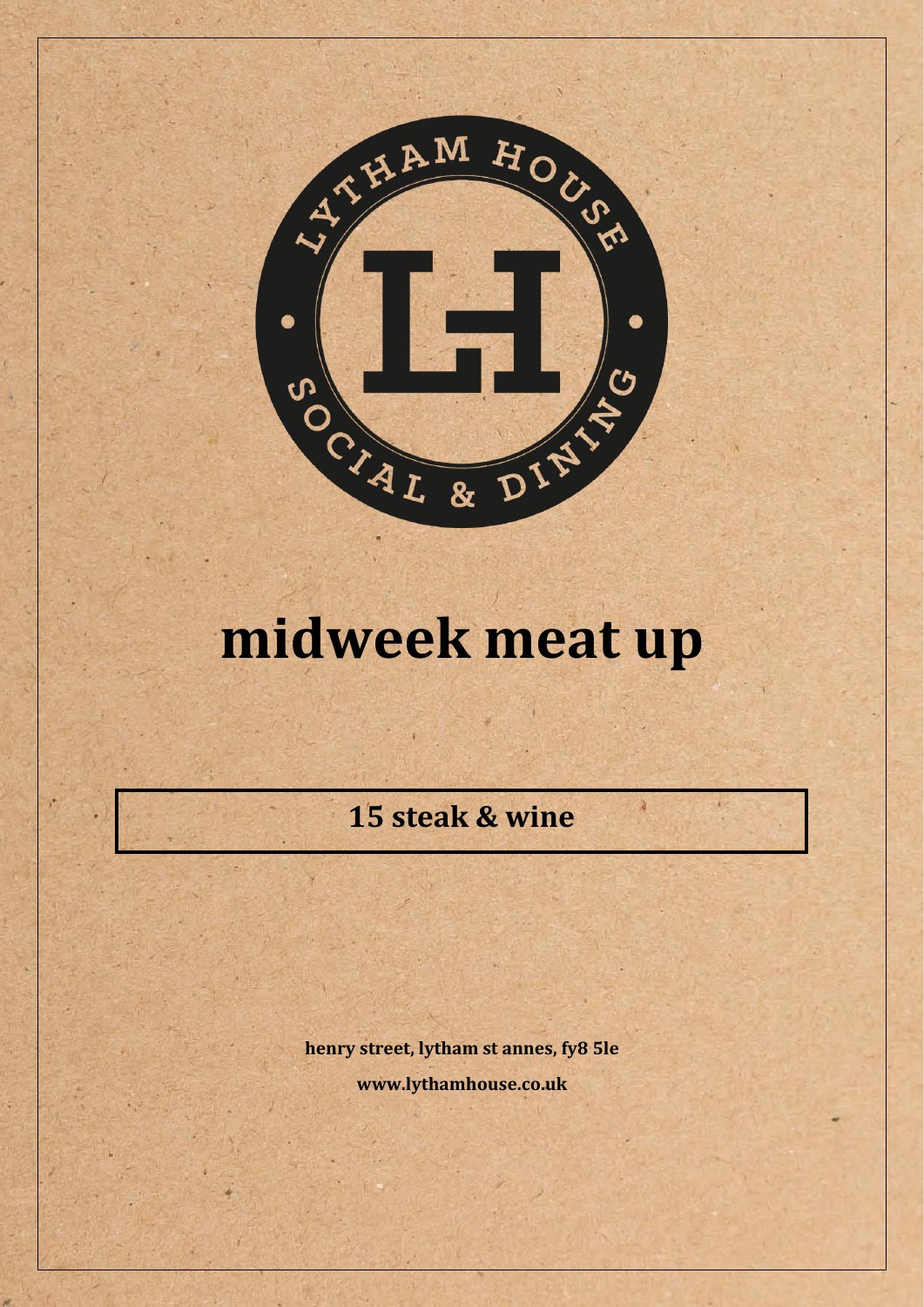LYTHAM HOUSE

SOCIAL & DINING

# midweek meat up

**15 steak & wine**

**henry street, lytham st annes, fy8 5le**

**www.lythamhouse.co.uk**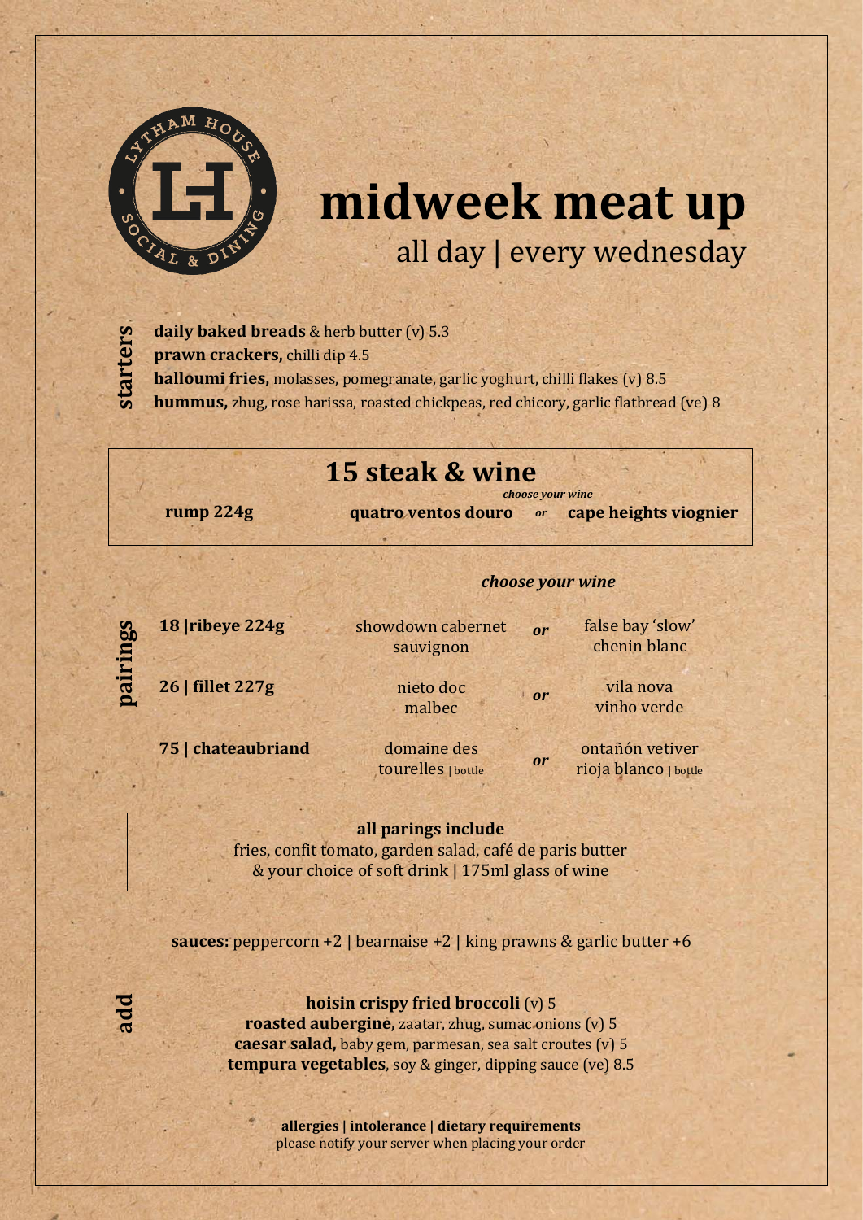LYTHAM HOUSE
LH
SOCIAL & DINING

# midweek meat up

## all day | every wednesday

### starters

**daily baked breads** & herb butter (v) 5.3
**prawn crackers,** chilli dip 4.5
**halloumi fries,** molasses, pomegranate, garlic yoghurt, chilli flakes (v) 8.5
**hummus,** zhug, rose harissa, roasted chickpeas, red chicory, garlic flatbread (ve) 8

## 15 steak & wine

*choose your wine*

| | | | |
|---|---|---|---|
| **rump 224g** | **quatro ventos douro** | *or* | **cape heights viognier** |

### pairings

*choose your wine*

| | | | |
|---|---|---|---|
| **18 \|ribeye 224g** | showdown cabernet sauvignon | *or* | false bay 'slow' chenin blanc |
| **26 \| fillet 227g** | nieto doc malbec | *or* | vila nova vinho verde |
| **75 \| chateaubriand** | domaine des tourelles \| bottle | *or* | ontañón vetiver rioja blanco \| bottle |

**all parings include**
fries, confit tomato, garden salad, café de paris butter
& your choice of soft drink | 175ml glass of wine

**sauces:** peppercorn +2 | bearnaise +2 | king prawns & garlic butter +6

### add

**hoisin crispy fried broccoli** (v) 5
**roasted aubergine,** zaatar, zhug, sumac onions (v) 5
**caesar salad,** baby gem, parmesan, sea salt croutes (v) 5
**tempura vegetables**, soy & ginger, dipping sauce (ve) 8.5

**allergies | intolerance | dietary requirements**
please notify your server when placing your order